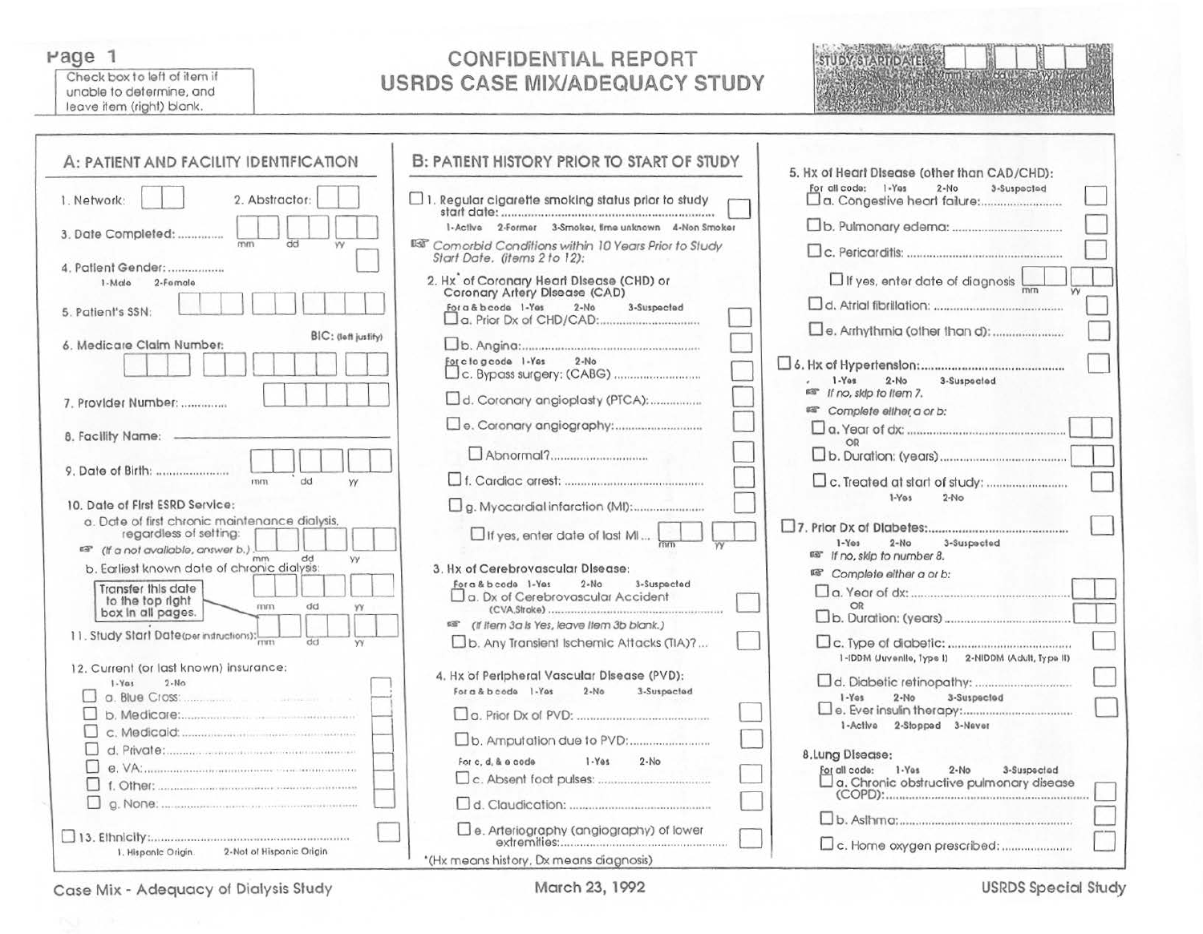Check box to left of item if unable to determine, and leave item (right) blank.

# CONFIDENTIAL REPORT
# USRDS CASE MIX/ADEQUACY STUDY

STUDY START DATE: mm dd yy

## A: PATIENT AND FACILITY IDENTIFICATION

1. Network:
2. Abstractor:
3. Date Completed: ............ mm dd yy
4. Patient Gender: ................
   1-Male 2-Female
5. Patient's SSN:
6. Medicare Claim Number: BIC: (left justify)
7. Provider Number: ............
8. Facility Name:
9. Date of Birth: .................... mm dd yy
10. Date of First ESRD Service:
    a. Date of first chronic maintenance dialysis, regardless of setting: mm dd yy
    (If a not available, answer b.)
    b. Earliest known date of chronic dialysis: mm dd yy
    Transfer this date to the top right box in all pages.
11. Study Start Date (per instructions): mm dd yy
12. Current (or last known) insurance:
    1-Yes 2-No
    - ☐ a. Blue Cross: ..................
    - ☐ b. Medicare: ..................
    - ☐ c. Medicaid: ..................
    - ☐ d. Private: ..................
    - ☐ e. VA: ..................
    - ☐ f. Other: ..................
    - ☐ g. None: ..................
13. ☐ Ethnicity: ..................
    1. Hispanic Origin. 2-Not of Hispanic Origin

## B: PATIENT HISTORY PRIOR TO START OF STUDY

☐ 1. Regular cigarette smoking status prior to study start date: ..................
   1-Active 2-Former 3-Smoker, time unknown 4-Non Smoker

*Comorbid Conditions within 10 Years Prior to Study Start Date. (items 2 to 12):*

2. Hx* of Coronary Heart Disease (CHD) or Coronary Artery Disease (CAD)
   For a & b code 1-Yes 2-No 3-Suspected
   - ☐ a. Prior Dx of CHD/CAD: ..................
   - ☐ b. Angina: ..................
   For c to g code 1-Yes 2-No
   - ☐ c. Bypass surgery: (CABG) ..................
   - ☐ d. Coronary angioplasty (PTCA): ..................
   - ☐ e. Coronary angiography: ..................
     - ☐ Abnormal? ..................
   - ☐ f. Cardiac arrest: ..................
   - ☐ g. Myocardial infarction (MI): ..................
     - ☐ If yes, enter date of last MI ... mm yy

3. Hx of Cerebrovascular Disease:
   For a & b code 1-Yes 2-No 3-Suspected
   - ☐ a. Dx of Cerebrovascular Accident (CVA,Stroke) ..................
   (If item 3a is Yes, leave item 3b blank.)
   - ☐ b. Any Transient Ischemic Attacks (TIA)? ...

4. Hx of Peripheral Vascular Disease (PVD):
   For a & b code 1-Yes 2-No 3-Suspected
   - ☐ a. Prior Dx of PVD: ..................
   - ☐ b. Amputation due to PVD: ..................
   For c, d, & e code 1-Yes 2-No
   - ☐ c. Absent foot pulses: ..................
   - ☐ d. Claudication: ..................
   - ☐ e. Arteriography (angiography) of lower extremities: ..................

*(Hx means history, Dx means diagnosis)

5. Hx of Heart Disease (other than CAD/CHD):
   For all code: 1-Yes 2-No 3-Suspected
   - ☐ a. Congestive heart failure: ..................
   - ☐ b. Pulmonary edema: ..................
   - ☐ c. Pericarditis: ..................
     - ☐ If yes, enter date of diagnosis mm yy
   - ☐ d. Atrial fibrillation: ..................
   - ☐ e. Arrhythmia (other than d): ..................

☐ 6. Hx of Hypertension: ..................
   1-Yes 2-No 3-Suspected
   If no, skip to item 7.
   Complete either a or b:
   - ☐ a. Year of dx: ..................
     OR
   - ☐ b. Duration: (years) ..................
   - ☐ c. Treated at start of study: ..................
     1-Yes 2-No

☐ 7. Prior Dx of Diabetes: ..................
   1-Yes 2-No 3-Suspected
   If no, skip to number 8.
   Complete either a or b:
   - ☐ a. Year of dx: ..................
     OR
   - ☐ b. Duration: (years) ..................
   - ☐ c. Type of diabetic: ..................
     1-IDDM (Juvenile, Type I) 2-NIDDM (Adult, Type II)
   - ☐ d. Diabetic retinopathy: ..................
     1-Yes 2-No 3-Suspected
   - ☐ e. Ever insulin therapy: ..................
     1-Active 2-Stopped 3-Never

8. Lung Disease:
   For all code: 1-Yes 2-No 3-Suspected
   - ☐ a. Chronic obstructive pulmonary disease (COPD): ..................
   - ☐ b. Asthma: ..................
   - ☐ c. Home oxygen prescribed: ..................

Case Mix - Adequacy of Dialysis Study — March 23, 1992 — USRDS Special Study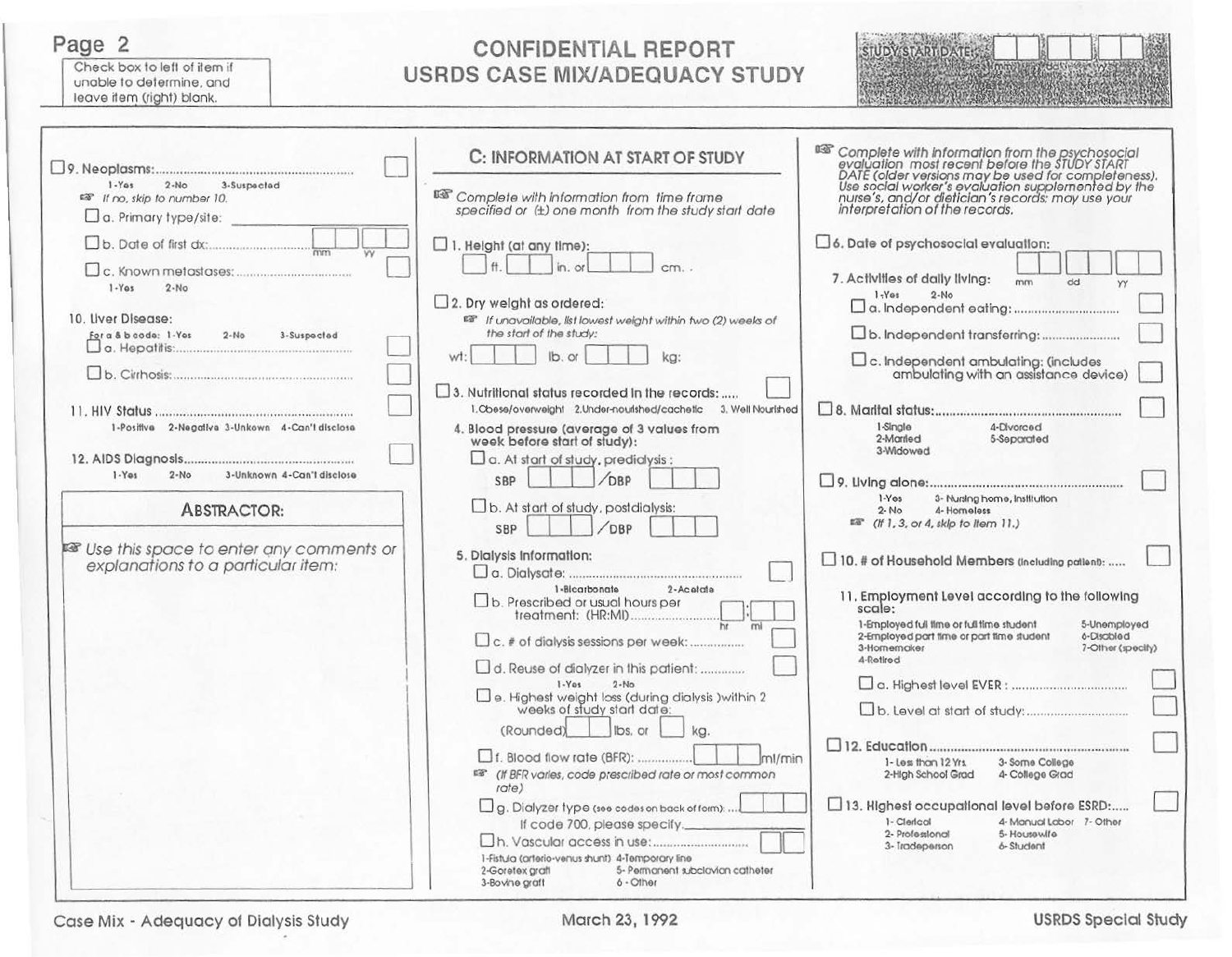# CONFIDENTIAL REPORT
# USRDS CASE MIX/ADEQUACY STUDY

Check box to left of item if unable to determine, and leave item (right) blank.

STUDY START DATE: ☐☐ ☐☐ ☐☐ (mm dd yy)

☐ 9. Neoplasms: ........................................ ☐
1-Yes 2-No 3-Suspected
☞ If no, skip to number 10.

☐ a. Primary type/site: ________

☐ b. Date of first dx: ........................ ☐☐ ☐☐ (mm yy)

☐ c. Known metastases: ........................ ☐
1-Yes 2-No

10. Liver Disease:
For a & b code: 1-Yes 2-No 3-Suspected

☐ a. Hepatitis: ........................................ ☐

☐ b. Cirrhosis: ........................................ ☐

11. HIV Status ........................................ ☐
1-Positive 2-Negative 3-Unkown 4-Can't disclose

12. AIDS Diagnosis ........................................ ☐
1-Yes 2-No 3-Unknown 4-Can't disclose

## ABSTRACTOR:

☞ Use this space to enter any comments or explanations to a particular item:

## C: INFORMATION AT START OF STUDY

☞ Complete with information from time frame specified or (±) one month from the study start date

☐ 1. Height (at any time):
☐ ft. ☐☐ in. or ☐☐☐ cm.

☐ 2. Dry weight as ordered:
☞ If unavailable, list lowest weight within two (2) weeks of the start of the study:

wt: ☐☐☐ lb. or ☐☐☐ kg:

☐ 3. Nutritional status recorded in the records: ..... ☐
1. Obese/overweight 2. Under-nourished/cachetic 3. Well Nourished

4. Blood pressure (average of 3 values from week before start of study):

☐ a. At start of study, predialysis:
SBP ☐☐☐ / DBP ☐☐☐

☐ b. At start of study, postdialysis:
SBP ☐☐☐ / DBP ☐☐☐

5. Dialysis Information:

☐ a. Dialysate: ........................................ ☐
1-Bicarbonate 2-Acetate

☐ b. Prescribed or usual hours per treatment: (HR:MI) ........................ ☐ : ☐☐ (hr mi)

☐ c. # of dialysis sessions per week: ................ ☐

☐ d. Reuse of dialyzer in this patient: ............ ☐
1-Yes 2-No

☐ e. Highest weight loss (during dialysis) within 2 weeks of study start date:
(Rounded) ☐☐ lbs. or ☐ kg.

☐ f. Blood flow rate (BFR): ............... ☐☐☐ ml/min
☞ (If BFR varies, code prescribed rate or most common rate)

☐ g. Dialyzer type (see codes on back of form): ... ☐☐☐
If code 700, please specify. ________

☐ h. Vascular access in use: ........................ ☐☐
1-Fistula (arterio-venus shunt) 2-Goretex graft 3-Bovine graft 4-Temporary line 5-Permanent subclavian catheter 6-Other

☞ Complete with information from the psychosocial evaluation most recent before the STUDY START DATE (older versions may be used for completeness). Use social worker's evaluation supplemented by the nurse's, and/or dietician's records; may use your interpretation of the records.

☐ 6. Date of psychosocial evaluation: ☐☐ ☐☐ ☐☐ (mm dd yy)

7. Activities of daily living:
1-Yes 2-No

☐ a. Independent eating: ........................ ☐

☐ b. Independent transferring: ................ ☐

☐ c. Independent ambulating: (includes ambulating with an assistance device) ☐

☐ 8. Marital status: ........................................ ☐
1-Single 2-Married 3-Widowed 4-Divorced 5-Separated

☐ 9. Living alone: ........................................ ☐
1-Yes 2-No 3-Nursing home, Institution 4-Homeless
☞ (If 1, 3, or 4, skip to item 11.)

☐ 10. # of Household Members (including patient): ..... ☐

11. Employment Level according to the following scale:
1-Employed full time or full time student
2-Employed part time or part time student
3-Homemaker
4-Retired
5-Unemployed
6-Disabled
7-Other (specify)

☐ a. Highest level EVER: ........................ ☐

☐ b. Level at start of study: .................... ☐

☐ 12. Education ........................................ ☐
1-Less than 12 Yrs. 2-High School Grad 3-Some College 4-College Grad

☐ 13. Highest occupational level before ESRD: ..... ☐
1-Clerical 2-Professional 3-Tradeperson 4-Manual Labor 5-Housewife 6-Student 7-Other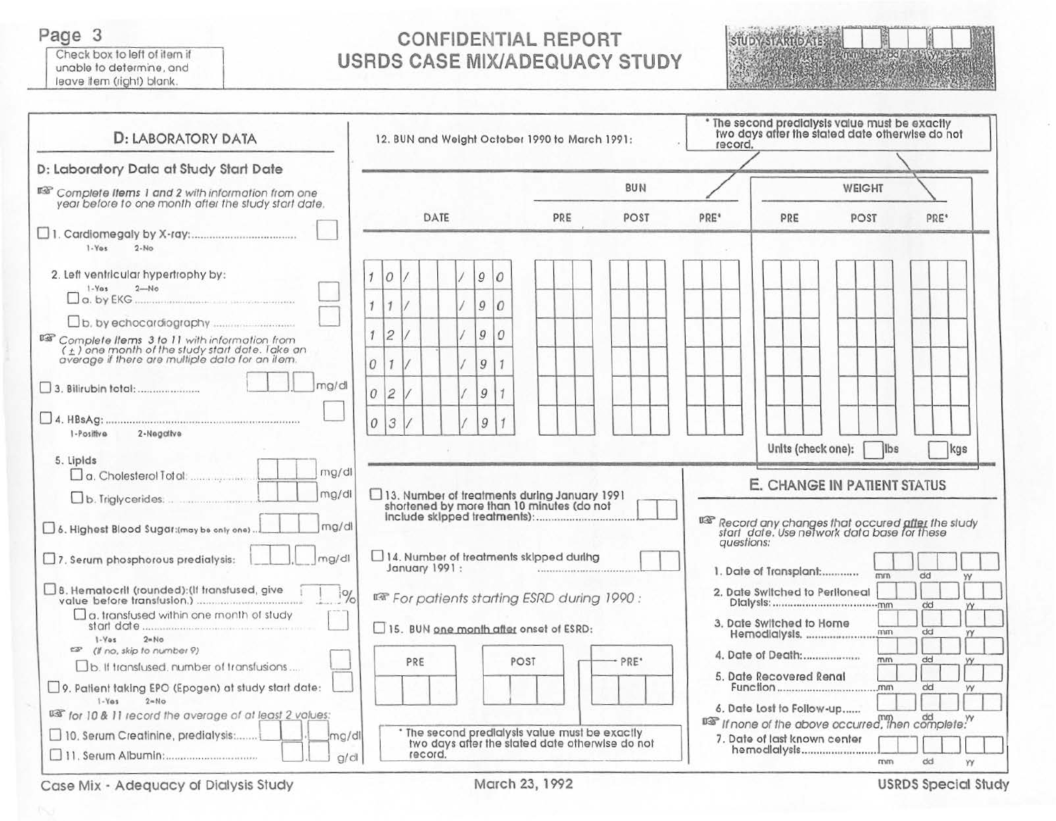Check box to left of item if unable to determine, and leave item (right) blank.

# CONFIDENTIAL REPORT
# USRDS CASE MIX/ADEQUACY STUDY

STUDY START DATE: ___ ___ ___ (mm dd yy)

## D: LABORATORY DATA

### D: Laboratory Data at Study Start Date

☞ *Complete items 1 and 2 with information from one year before to one month after the study start date.*

☐ 1. Cardiomegaly by X-ray: ........................ ☐
1-Yes 2-No

2. Left ventricular hypertrophy by:
1-Yes 2—No
☐ a. by EKG ........................ ☐
☐ b. by echocardiography ........................ ☐

☞ *Complete items 3 to 11 with information from (±) one month of the study start date. Take an average if there are multiple data for an item.*

☐ 3. Bilirubin total: ........................ ☐☐.☐ mg/dl

☐ 4. HBsAg: ........................ ☐
1-Positive 2-Negative

5. Lipids
☐ a. Cholesterol Total: ........................ ☐☐☐ mg/dl
☐ b. Triglycerides: ........................ ☐☐☐ mg/dl

☐ 6. Highest Blood Sugar:(may be only one) ........ ☐☐☐ mg/dl

☐ 7. Serum phosphorous predialysis: ☐☐.☐ mg/dl

☐ 8. Hematocrit (rounded):(If transfused, give value before transfusion.) ........................ ☐☐%
☐ a. transfused within one month of study start date ........................ ☐
1-Yes 2=No
☞ (If no, skip to number 9)
☐ b. If transfused, number of transfusions .... ☐

☐ 9. Patient taking EPO (Epogen) at study start date: ☐
1-Yes 2=No

☞ for 10 & 11 record the average of at least 2 values:

☐ 10. Serum Creatinine, predialysis: ........ ☐☐.☐ mg/dl

☐ 11. Serum Albumin: ........................ ☐.☐ g/dl

12. BUN and Weight October 1990 to March 1991:

\* The second predialysis value must be exactly two days after the stated date otherwise do not record.

| DATE | BUN PRE | BUN POST | BUN PRE* | WEIGHT PRE | WEIGHT POST | WEIGHT PRE* |
|---|---|---|---|---|---|---|
| 10/ / 90 | | | | | | |
| 11/ / 90 | | | | | | |
| 12/ / 90 | | | | | | |
| 01/ / 91 | | | | | | |
| 02/ / 91 | | | | | | |
| 03/ / 91 | | | | | | |

Units (check one): ☐ lbs ☐ kgs

☐ 13. Number of treatments during January 1991 shortened by more than 10 minutes (do not include skipped treatments): ........................ ☐☐

☐ 14. Number of treatments skipped during January 1991 : ........................ ☐☐

☞ *For patients starting ESRD during 1990 :*

☐ 15. BUN one month after onset of ESRD:

| PRE | POST | PRE* |
|---|---|---|
| | | |

\* The second predialysis value must be exactly two days after the stated date otherwise do not record.

## E. CHANGE IN PATIENT STATUS

☞ *Record any changes that occured after the study start date. Use network data base for these questions:*

1. Date of Transplant: ........................ ☐☐ ☐☐ ☐☐ (mm dd yy)
2. Date Switched to Peritoneal Dialysis: ........................ ☐☐ ☐☐ ☐☐ (mm dd yy)
3. Date Switched to Home Hemodialysis. ........................ ☐☐ ☐☐ ☐☐ (mm dd yy)
4. Date of Death: ........................ ☐☐ ☐☐ ☐☐ (mm dd yy)
5. Date Recovered Renal Function ........................ ☐☐ ☐☐ ☐☐ (mm dd yy)
6. Date Lost to Follow-up...... ☐☐ ☐☐ ☐☐ (mm dd yy)

☞ If none of the above occurred, then complete:

7. Date of last known center hemodialysis ........................ ☐☐ ☐☐ ☐☐ (mm dd yy)

Case Mix - Adequacy of Dialysis Study — March 23, 1992 — USRDS Special Study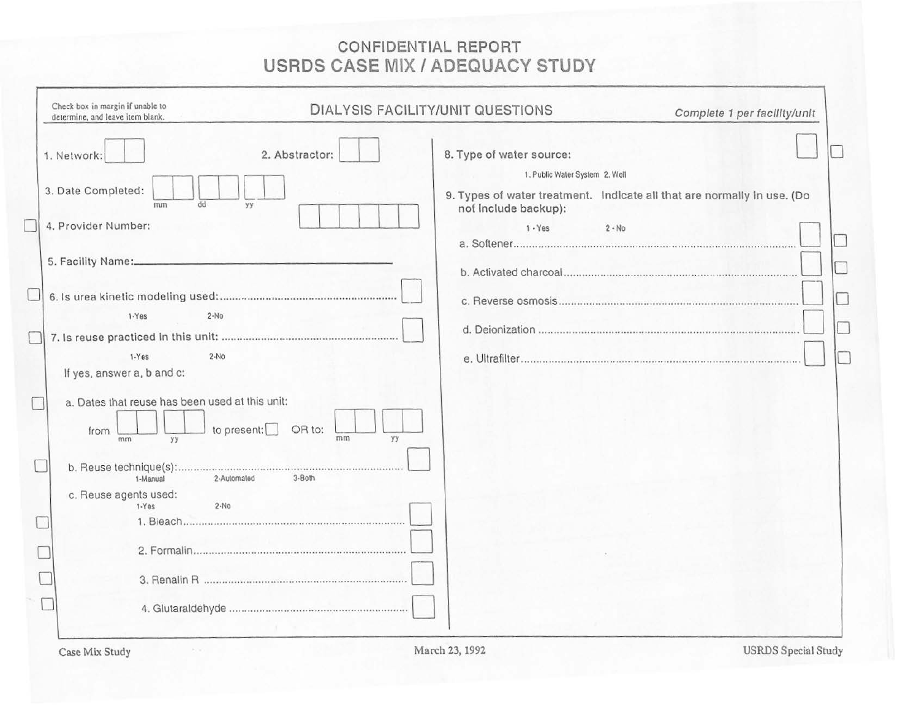# CONFIDENTIAL REPORT
# USRDS CASE MIX / ADEQUACY STUDY

Check box in margin if unable to determine, and leave item blank.

## DIALYSIS FACILITY/UNIT QUESTIONS

*Complete 1 per facility/unit*

1. Network: ☐☐

2. Abstractor: ☐☐

3. Date Completed: ☐☐ ☐☐ ☐☐
   mm dd yy

4. Provider Number: ☐☐☐☐☐☐

5. Facility Name: ______________________

6. Is urea kinetic modeling used: ........ ☐
   1-Yes 2-No

7. Is reuse practiced in this unit: ........ ☐
   1-Yes 2-No

   If yes, answer a, b and c:

   a. Dates that reuse has been used at this unit:
      from ☐☐ ☐☐ to present: ☐ OR to: ☐☐ ☐☐
      mm yy mm yy

   b. Reuse technique(s): ........ ☐
      1-Manual 2-Automated 3-Both

   c. Reuse agents used:
      1-Yes 2-No
      1. Bleach........ ☐
      2. Formalin........ ☐
      3. Renalin R ........ ☐
      4. Glutaraldehyde ........ ☐

8. Type of water source: ☐
   1. Public Water System 2. Well

9. Types of water treatment. Indicate all that are normally in use. (Do not include backup):
   1 - Yes 2 - No
   a. Softener........ ☐
   b. Activated charcoal........ ☐
   c. Reverse osmosis........ ☐
   d. Deionization ........ ☐
   e. Ultrafilter........ ☐

Case Mix Study | March 23, 1992 | USRDS Special Study